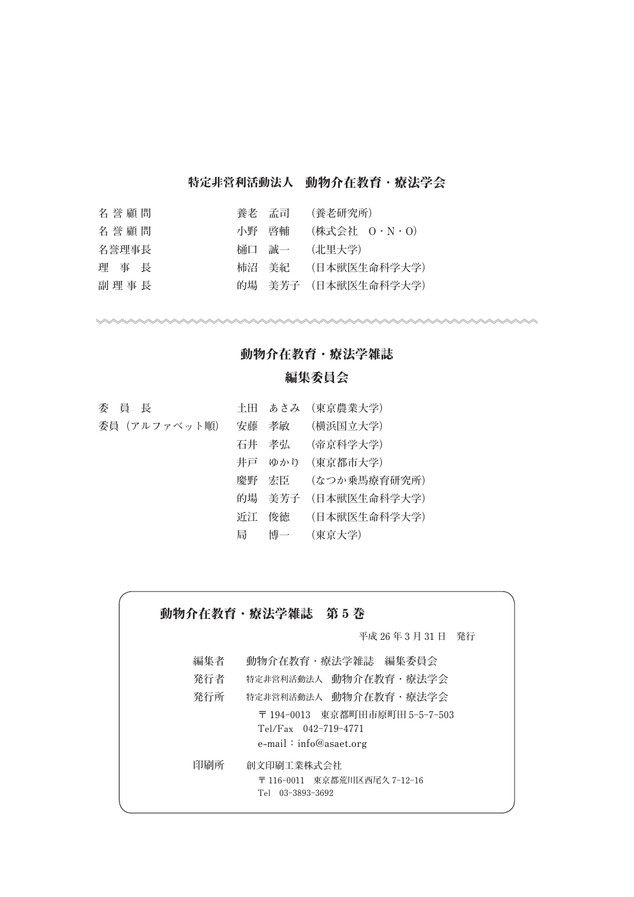## 特定非営利活動法人　動物介在教育・療法学会

| | | |
|---|---|---|
| 名誉顧問 | 養老　孟司 | （養老研究所） |
| 名誉顧問 | 小野　啓輔 | （株式会社　O・N・O） |
| 名誉理事長 | 樋口　誠一 | （北里大学） |
| 理事長 | 柿沼　美紀 | （日本獣医生命科学大学） |
| 副理事長 | 的場　美芳子 | （日本獣医生命科学大学） |

---

## 動物介在教育・療法学雑誌
## 編集委員会

| | | |
|---|---|---|
| 委員長 | 土田　あさみ | （東京農業大学） |
| 委員（アルファベット順） | 安藤　孝敏 | （横浜国立大学） |
| | 石井　孝弘 | （帝京科学大学） |
| | 井戸　ゆかり | （東京都市大学） |
| | 慶野　宏臣 | （なつか乗馬療育研究所） |
| | 的場　美芳子 | （日本獣医生命科学大学） |
| | 近江　俊徳 | （日本獣医生命科学大学） |
| | 局　博一 | （東京大学） |

---

**動物介在教育・療法学雑誌　第5巻**

平成26年3月31日　発行

編集者　動物介在教育・療法学雑誌　編集委員会

発行者　特定非営利活動法人　動物介在教育・療法学会

発行所　特定非営利活動法人　動物介在教育・療法学会
〒194-0013　東京都町田市原町田5-5-7-503
Tel/Fax　042-719-4771
e-mail：info@asaet.org

印刷所　創文印刷工業株式会社
〒116-0011　東京都荒川区西尾久7-12-16
Tel　03-3893-3692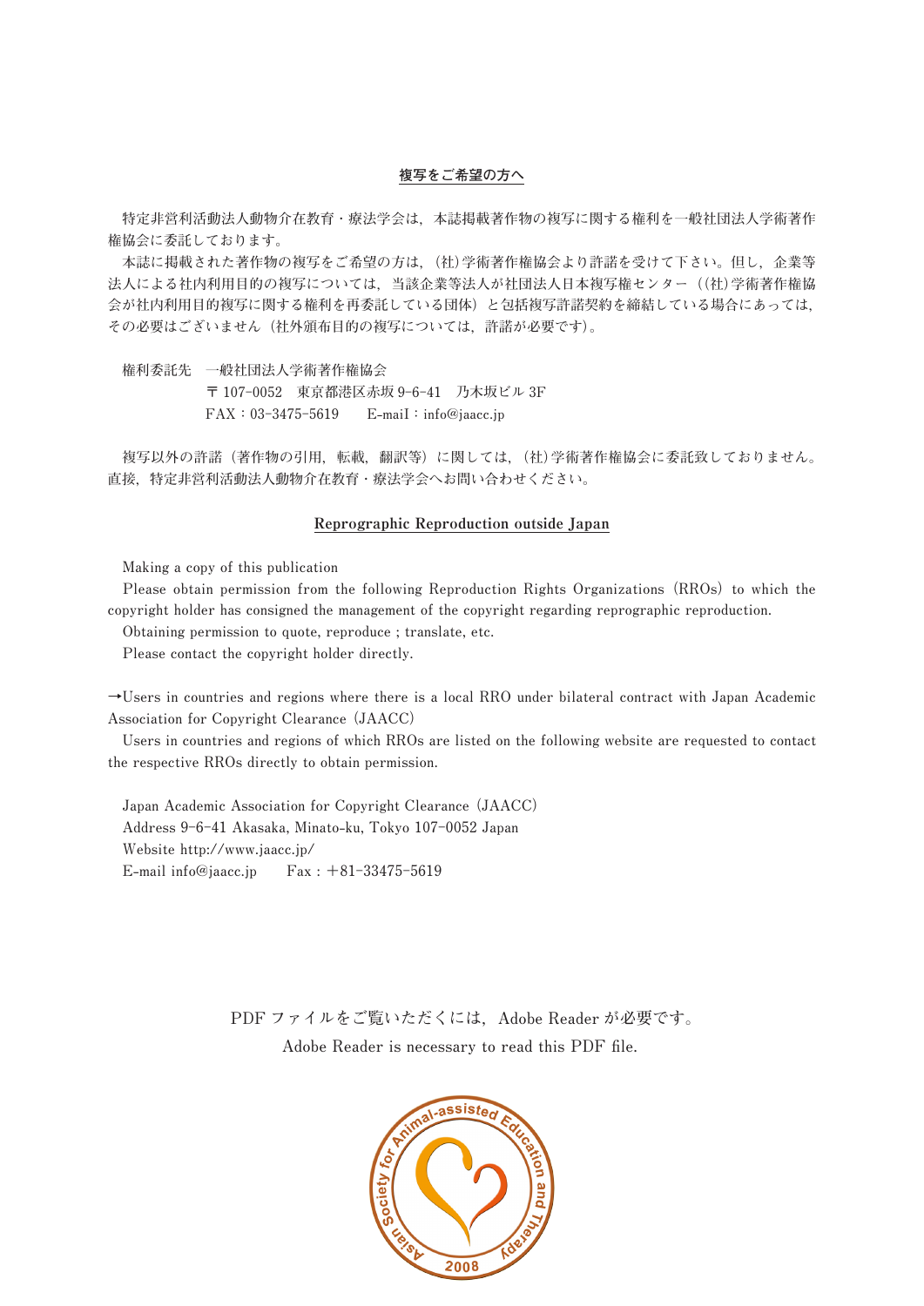## 複写をご希望の方へ

特定非営利活動法人動物介在教育・療法学会は，本誌掲載著作物の複写に関する権利を一般社団法人学術著作権協会に委託しております。

本誌に掲載された著作物の複写をご希望の方は，(社)学術著作権協会より許諾を受けて下さい。但し，企業等法人による社内利用目的の複写については，当該企業等法人が社団法人日本複写権センター（(社)学術著作権協会が社内利用目的複写に関する権利を再委託している団体）と包括複写許諾契約を締結している場合にあっては，その必要はございません（社外頒布目的の複写については，許諾が必要です）。

権利委託先　一般社団法人学術著作権協会
〒107-0052　東京都港区赤坂 9-6-41　乃木坂ビル 3F
FAX：03-3475-5619　　E-maiI：info@jaacc.jp

複写以外の許諾（著作物の引用，転載，翻訳等）に関しては，(社)学術著作権協会に委託致しておりません。直接，特定非営利活動法人動物介在教育・療法学会へお問い合わせください。

## Reprographic Reproduction outside Japan

Making a copy of this publication

Please obtain permission from the following Reproduction Rights Organizations (RROs) to which the copyright holder has consigned the management of the copyright regarding reprographic reproduction.

Obtaining permission to quote, reproduce ; translate, etc.

Please contact the copyright holder directly.

→Users in countries and regions where there is a local RRO under bilateral contract with Japan Academic Association for Copyright Clearance (JAACC)

Users in countries and regions of which RROs are listed on the following website are requested to contact the respective RROs directly to obtain permission.

Japan Academic Association for Copyright Clearance (JAACC)
Address 9-6-41 Akasaka, Minato-ku, Tokyo 107-0052 Japan
Website http://www.jaacc.jp/
E-mail info@jaacc.jp　　Fax：+81-33475-5619

PDF ファイルをご覧いただくには，Adobe Reader が必要です。
Adobe Reader is necessary to read this PDF file.

Asian Society for Animal-assisted Education and Therapy
2008